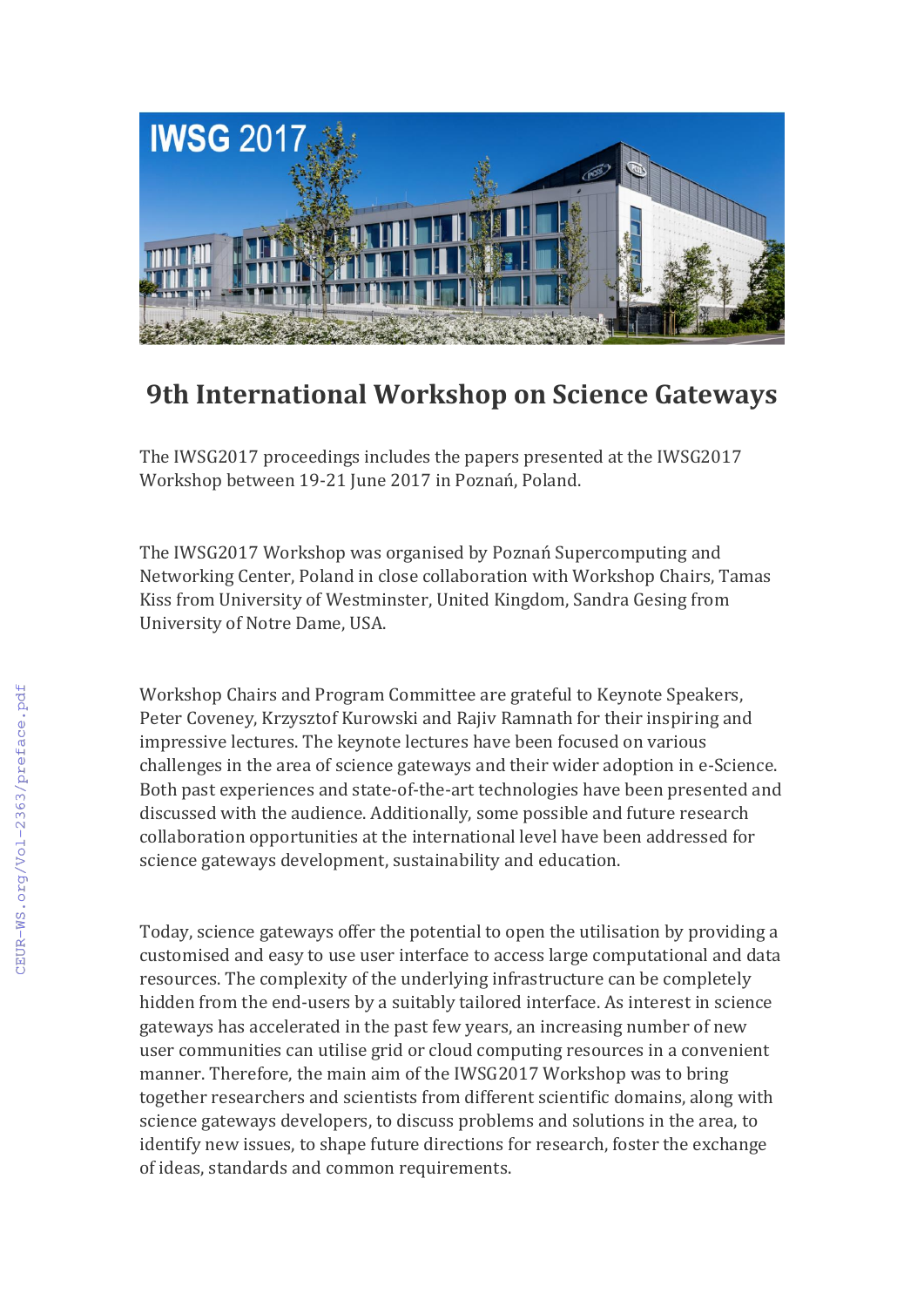# 9th International Workshop on Science Gateways

The IWSG2017 proceedings includes the papers presented at the IWSG2017 Workshop between 19-21 June 2017 in Poznań, Poland.

The IWSG2017 Workshop was organised by Poznań Supercomputing and Networking Center, Poland in close collaboration with Workshop Chairs, Tamas Kiss from University of Westminster, United Kingdom, Sandra Gesing from University of Notre Dame, USA.

Workshop Chairs and Program Committee are grateful to Keynote Speakers, Peter Coveney, Krzysztof Kurowski and Rajiv Ramnath for their inspiring and impressive lectures. The keynote lectures have been focused on various challenges in the area of science gateways and their wider adoption in e-Science. Both past experiences and state-of-the-art technologies have been presented and discussed with the audience. Additionally, some possible and future research collaboration opportunities at the international level have been addressed for science gateways development, sustainability and education.

Today, science gateways offer the potential to open the utilisation by providing a customised and easy to use user interface to access large computational and data resources. The complexity of the underlying infrastructure can be completely hidden from the end-users by a suitably tailored interface. As interest in science gateways has accelerated in the past few years, an increasing number of new user communities can utilise grid or cloud computing resources in a convenient manner. Therefore, the main aim of the IWSG2017 Workshop was to bring together researchers and scientists from different scientific domains, along with science gateways developers, to discuss problems and solutions in the area, to identify new issues, to shape future directions for research, foster the exchange of ideas, standards and common requirements.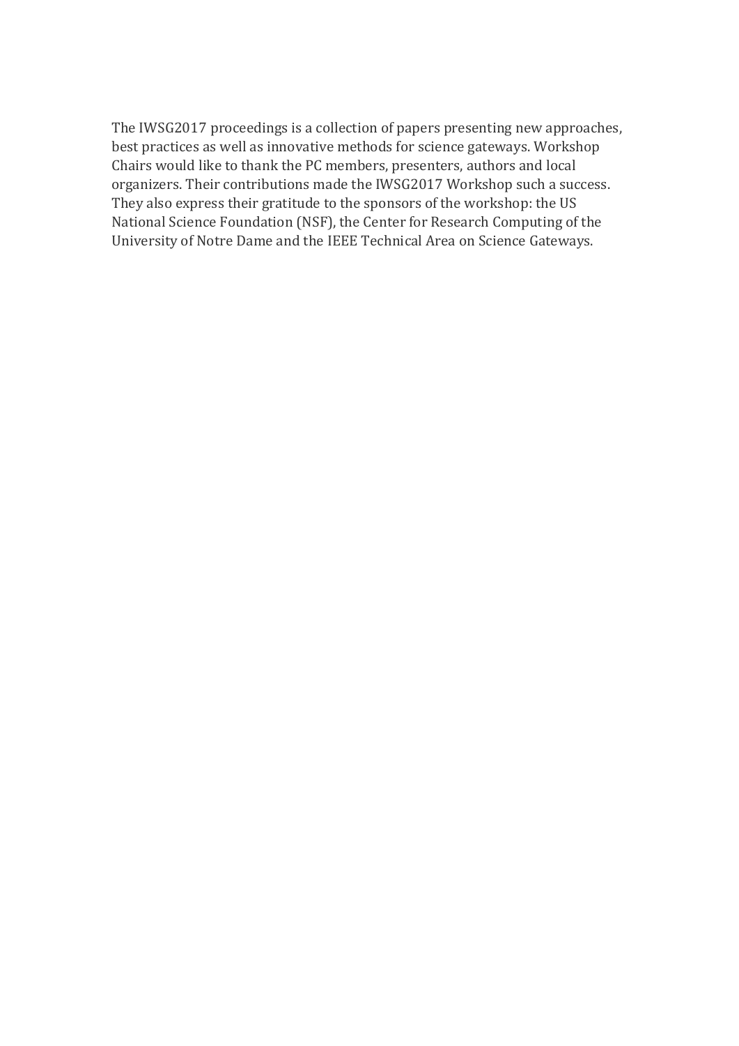The IWSG2017 proceedings is a collection of papers presenting new approaches, best practices as well as innovative methods for science gateways. Workshop Chairs would like to thank the PC members, presenters, authors and local organizers. Their contributions made the IWSG2017 Workshop such a success. They also express their gratitude to the sponsors of the workshop: the US National Science Foundation (NSF), the Center for Research Computing of the University of Notre Dame and the IEEE Technical Area on Science Gateways.